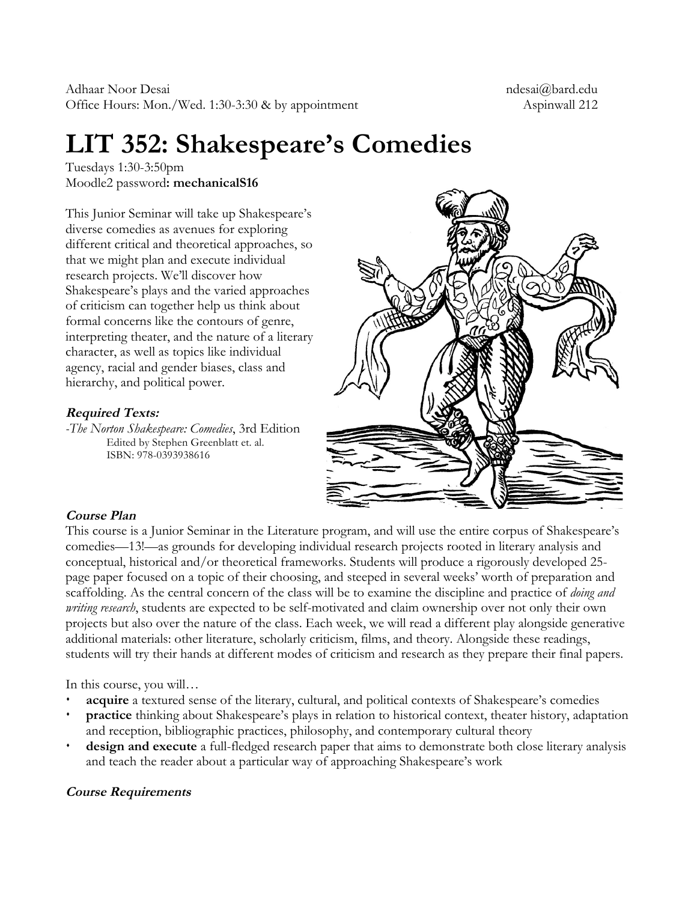Adhaar Noor Desai  
Office Hours: Mon./Wed. 1:30-3:30 & by appointment

ndesai@bard.edu  
Aspinwall 212

# LIT 352: Shakespeare's Comedies

Tuesdays 1:30-3:50pm  
Moodle2 password**: mechanicalS16**

This Junior Seminar will take up Shakespeare's diverse comedies as avenues for exploring different critical and theoretical approaches, so that we might plan and execute individual research projects. We'll discover how Shakespeare's plays and the varied approaches of criticism can together help us think about formal concerns like the contours of genre, interpreting theater, and the nature of a literary character, as well as topics like individual agency, racial and gender biases, class and hierarchy, and political power.

***Required Texts:***

-*The Norton Shakespeare: Comedies*, 3rd Edition  
Edited by Stephen Greenblatt et. al.  
ISBN: 978-0393938616

***Course Plan***

This course is a Junior Seminar in the Literature program, and will use the entire corpus of Shakespeare's comedies—13!—as grounds for developing individual research projects rooted in literary analysis and conceptual, historical and/or theoretical frameworks. Students will produce a rigorously developed 25-page paper focused on a topic of their choosing, and steeped in several weeks' worth of preparation and scaffolding. As the central concern of the class will be to examine the discipline and practice of *doing and writing research*, students are expected to be self-motivated and claim ownership over not only their own projects but also over the nature of the class. Each week, we will read a different play alongside generative additional materials: other literature, scholarly criticism, films, and theory. Alongside these readings, students will try their hands at different modes of criticism and research as they prepare their final papers.

In this course, you will…

- **acquire** a textured sense of the literary, cultural, and political contexts of Shakespeare's comedies
- **practice** thinking about Shakespeare's plays in relation to historical context, theater history, adaptation and reception, bibliographic practices, philosophy, and contemporary cultural theory
- **design and execute** a full-fledged research paper that aims to demonstrate both close literary analysis and teach the reader about a particular way of approaching Shakespeare's work

***Course Requirements***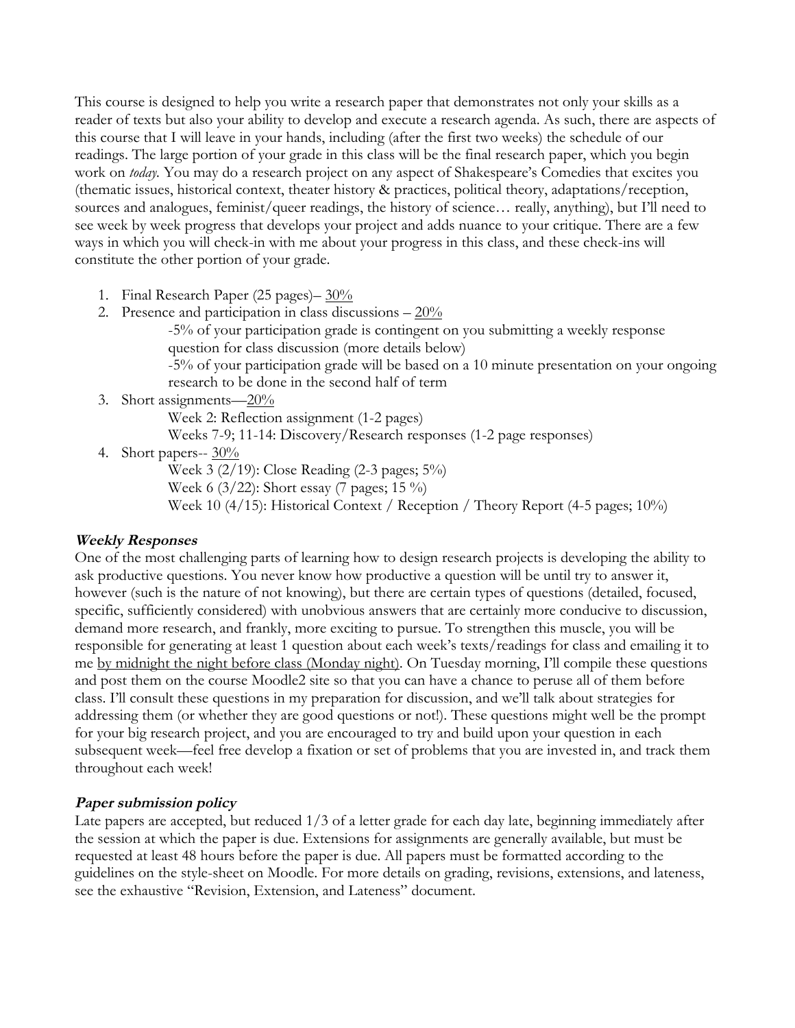This course is designed to help you write a research paper that demonstrates not only your skills as a reader of texts but also your ability to develop and execute a research agenda. As such, there are aspects of this course that I will leave in your hands, including (after the first two weeks) the schedule of our readings. The large portion of your grade in this class will be the final research paper, which you begin work on *today.* You may do a research project on any aspect of Shakespeare's Comedies that excites you (thematic issues, historical context, theater history & practices, political theory, adaptations/reception, sources and analogues, feminist/queer readings, the history of science… really, anything), but I'll need to see week by week progress that develops your project and adds nuance to your critique. There are a few ways in which you will check-in with me about your progress in this class, and these check-ins will constitute the other portion of your grade.

1. Final Research Paper (25 pages)– <u>30%</u>
2. Presence and participation in class discussions – <u>20%</u>
   -5% of your participation grade is contingent on you submitting a weekly response question for class discussion (more details below)
   -5% of your participation grade will be based on a 10 minute presentation on your ongoing research to be done in the second half of term
3. Short assignments—<u>20%</u>
   Week 2: Reflection assignment (1-2 pages)
   Weeks 7-9; 11-14: Discovery/Research responses (1-2 page responses)
4. Short papers-- <u>30%</u>
   Week 3 (2/19): Close Reading (2-3 pages; 5%)
   Week 6 (3/22): Short essay (7 pages; 15 %)
   Week 10 (4/15): Historical Context / Reception / Theory Report (4-5 pages; 10%)

### ***Weekly Responses***

One of the most challenging parts of learning how to design research projects is developing the ability to ask productive questions. You never know how productive a question will be until try to answer it, however (such is the nature of not knowing), but there are certain types of questions (detailed, focused, specific, sufficiently considered) with unobvious answers that are certainly more conducive to discussion, demand more research, and frankly, more exciting to pursue. To strengthen this muscle, you will be responsible for generating at least 1 question about each week's texts/readings for class and emailing it to me <u>by midnight the night before class (Monday night)</u>. On Tuesday morning, I'll compile these questions and post them on the course Moodle2 site so that you can have a chance to peruse all of them before class. I'll consult these questions in my preparation for discussion, and we'll talk about strategies for addressing them (or whether they are good questions or not!). These questions might well be the prompt for your big research project, and you are encouraged to try and build upon your question in each subsequent week—feel free develop a fixation or set of problems that you are invested in, and track them throughout each week!

### ***Paper submission policy***

Late papers are accepted, but reduced 1/3 of a letter grade for each day late, beginning immediately after the session at which the paper is due. Extensions for assignments are generally available, but must be requested at least 48 hours before the paper is due. All papers must be formatted according to the guidelines on the style-sheet on Moodle. For more details on grading, revisions, extensions, and lateness, see the exhaustive "Revision, Extension, and Lateness" document.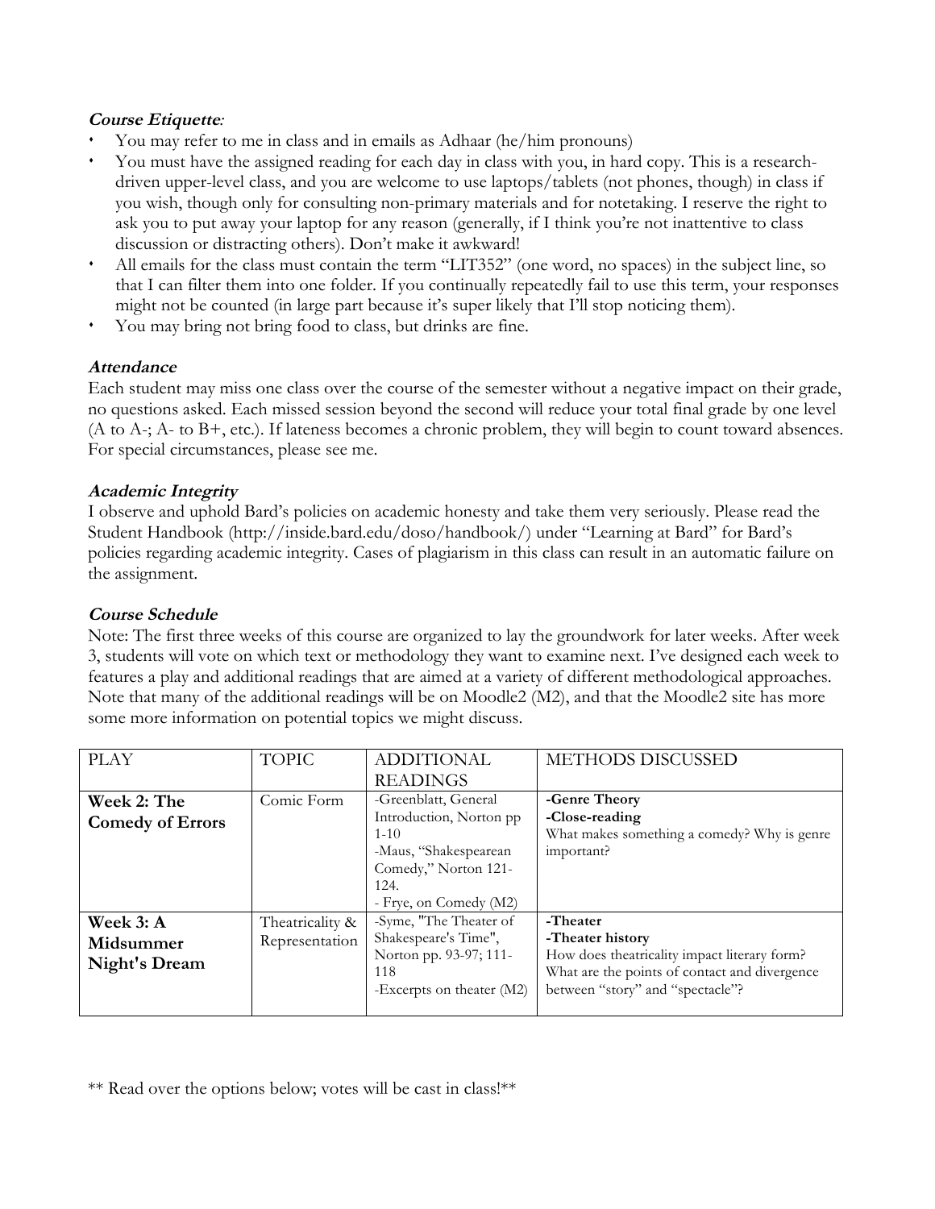***Course Etiquette**:*

- You may refer to me in class and in emails as Adhaar (he/him pronouns)
- You must have the assigned reading for each day in class with you, in hard copy. This is a research-driven upper-level class, and you are welcome to use laptops/tablets (not phones, though) in class if you wish, though only for consulting non-primary materials and for notetaking. I reserve the right to ask you to put away your laptop for any reason (generally, if I think you're not inattentive to class discussion or distracting others). Don't make it awkward!
- All emails for the class must contain the term "LIT352" (one word, no spaces) in the subject line, so that I can filter them into one folder. If you continually repeatedly fail to use this term, your responses might not be counted (in large part because it's super likely that I'll stop noticing them).
- You may bring not bring food to class, but drinks are fine.

***Attendance***

Each student may miss one class over the course of the semester without a negative impact on their grade, no questions asked. Each missed session beyond the second will reduce your total final grade by one level (A to A-; A- to B+, etc.). If lateness becomes a chronic problem, they will begin to count toward absences. For special circumstances, please see me.

***Academic Integrity***

I observe and uphold Bard's policies on academic honesty and take them very seriously. Please read the Student Handbook (http://inside.bard.edu/doso/handbook/) under "Learning at Bard" for Bard's policies regarding academic integrity. Cases of plagiarism in this class can result in an automatic failure on the assignment.

***Course Schedule***

Note: The first three weeks of this course are organized to lay the groundwork for later weeks. After week 3, students will vote on which text or methodology they want to examine next. I've designed each week to features a play and additional readings that are aimed at a variety of different methodological approaches. Note that many of the additional readings will be on Moodle2 (M2), and that the Moodle2 site has more some more information on potential topics we might discuss.

| PLAY | TOPIC | ADDITIONAL READINGS | METHODS DISCUSSED |
|---|---|---|---|
| **Week 2: The Comedy of Errors** | Comic Form | -Greenblatt, General Introduction, Norton pp 1-10<br>-Maus, "Shakespearean Comedy," Norton 121-124.<br>- Frye, on Comedy (M2) | **-Genre Theory**<br>**-Close-reading**<br>What makes something a comedy? Why is genre important? |
| **Week 3: A Midsummer Night's Dream** | Theatricality & Representation | -Syme, "The Theater of Shakespeare's Time", Norton pp. 93-97; 111-118<br>-Excerpts on theater (M2) | **-Theater**<br>**-Theater history**<br>How does theatricality impact literary form? What are the points of contact and divergence between "story" and "spectacle"? |

** Read over the options below; votes will be cast in class!**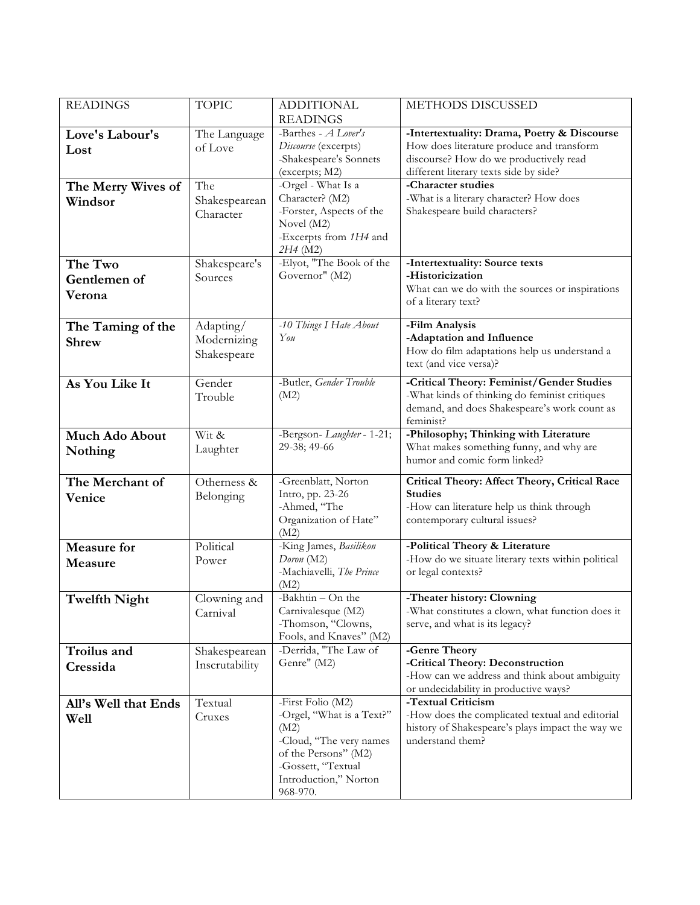| READINGS | TOPIC | ADDITIONAL READINGS | METHODS DISCUSSED |
|---|---|---|---|
| **Love's Labour's Lost** | The Language of Love | -Barthes - *A Lover's Discourse* (excerpts)<br>-Shakespeare's Sonnets (excerpts; M2) | **-Intertextuality: Drama, Poetry & Discourse**<br>How does literature produce and transform discourse? How do we productively read different literary texts side by side? |
| **The Merry Wives of Windsor** | The Shakespearean Character | -Orgel - What Is a Character? (M2)<br>-Forster, Aspects of the Novel (M2)<br>-Excerpts from *1H4* and *2H4* (M2) | **-Character studies**<br>-What is a literary character? How does Shakespeare build characters? |
| **The Two Gentlemen of Verona** | Shakespeare's Sources | -Elyot, "The Book of the Governor" (M2) | **-Intertextuality: Source texts**<br>**-Historicization**<br>What can we do with the sources or inspirations of a literary text? |
| **The Taming of the Shrew** | Adapting/ Modernizing Shakespeare | *-10 Things I Hate About You* | **-Film Analysis**<br>**-Adaptation and Influence**<br>How do film adaptations help us understand a text (and vice versa)? |
| **As You Like It** | Gender Trouble | -Butler, *Gender Trouble* (M2) | **-Critical Theory: Feminist/Gender Studies**<br>-What kinds of thinking do feminist critiques demand, and does Shakespeare's work count as feminist? |
| **Much Ado About Nothing** | Wit & Laughter | -Bergson- *Laughter* - 1-21; 29-38; 49-66 | **-Philosophy; Thinking with Literature**<br>What makes something funny, and why are humor and comic form linked? |
| **The Merchant of Venice** | Otherness & Belonging | -Greenblatt, Norton Intro, pp. 23-26<br>-Ahmed, "The Organization of Hate" (M2) | **Critical Theory: Affect Theory, Critical Race Studies**<br>-How can literature help us think through contemporary cultural issues? |
| **Measure for Measure** | Political Power | -King James, *Basilikon Doron* (M2)<br>-Machiavelli, *The Prince* (M2) | **-Political Theory & Literature**<br>-How do we situate literary texts within political or legal contexts? |
| **Twelfth Night** | Clowning and Carnival | -Bakhtin – On the Carnivalesque (M2)<br>-Thomson, "Clowns, Fools, and Knaves" (M2) | **-Theater history: Clowning**<br>-What constitutes a clown, what function does it serve, and what is its legacy? |
| **Troilus and Cressida** | Shakespearean Inscrutability | -Derrida, "The Law of Genre" (M2) | **-Genre Theory**<br>**-Critical Theory: Deconstruction**<br>-How can we address and think about ambiguity or undecidability in productive ways? |
| **All's Well that Ends Well** | Textual Cruxes | -First Folio (M2)<br>-Orgel, "What is a Text?" (M2)<br>-Cloud, "The very names of the Persons" (M2)<br>-Gossett, "Textual Introduction," Norton 968-970. | **-Textual Criticism**<br>-How does the complicated textual and editorial history of Shakespeare's plays impact the way we understand them? |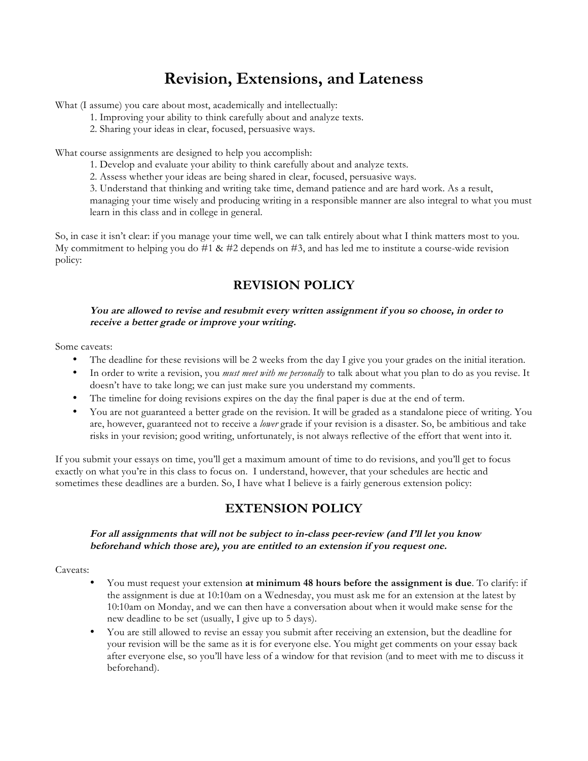# Revision, Extensions, and Lateness

What (I assume) you care about most, academically and intellectually:

1. Improving your ability to think carefully about and analyze texts.
2. Sharing your ideas in clear, focused, persuasive ways.

What course assignments are designed to help you accomplish:

1. Develop and evaluate your ability to think carefully about and analyze texts.
2. Assess whether your ideas are being shared in clear, focused, persuasive ways.
3. Understand that thinking and writing take time, demand patience and are hard work. As a result, managing your time wisely and producing writing in a responsible manner are also integral to what you must learn in this class and in college in general.

So, in case it isn't clear: if you manage your time well, we can talk entirely about what I think matters most to you. My commitment to helping you do #1 & #2 depends on #3, and has led me to institute a course-wide revision policy:

## REVISION POLICY

***You are allowed to revise and resubmit every written assignment if you so choose, in order to receive a better grade or improve your writing.***

Some caveats:

- The deadline for these revisions will be 2 weeks from the day I give you your grades on the initial iteration.
- In order to write a revision, you *must meet with me personally* to talk about what you plan to do as you revise. It doesn't have to take long; we can just make sure you understand my comments.
- The timeline for doing revisions expires on the day the final paper is due at the end of term.
- You are not guaranteed a better grade on the revision. It will be graded as a standalone piece of writing. You are, however, guaranteed not to receive a *lower* grade if your revision is a disaster. So, be ambitious and take risks in your revision; good writing, unfortunately, is not always reflective of the effort that went into it.

If you submit your essays on time, you'll get a maximum amount of time to do revisions, and you'll get to focus exactly on what you're in this class to focus on. I understand, however, that your schedules are hectic and sometimes these deadlines are a burden. So, I have what I believe is a fairly generous extension policy:

## EXTENSION POLICY

***For all assignments that will not be subject to in-class peer-review (and I'll let you know beforehand which those are), you are entitled to an extension if you request one.***

Caveats:

- You must request your extension **at minimum 48 hours before the assignment is due**. To clarify: if the assignment is due at 10:10am on a Wednesday, you must ask me for an extension at the latest by 10:10am on Monday, and we can then have a conversation about when it would make sense for the new deadline to be set (usually, I give up to 5 days).
- You are still allowed to revise an essay you submit after receiving an extension, but the deadline for your revision will be the same as it is for everyone else. You might get comments on your essay back after everyone else, so you'll have less of a window for that revision (and to meet with me to discuss it beforehand).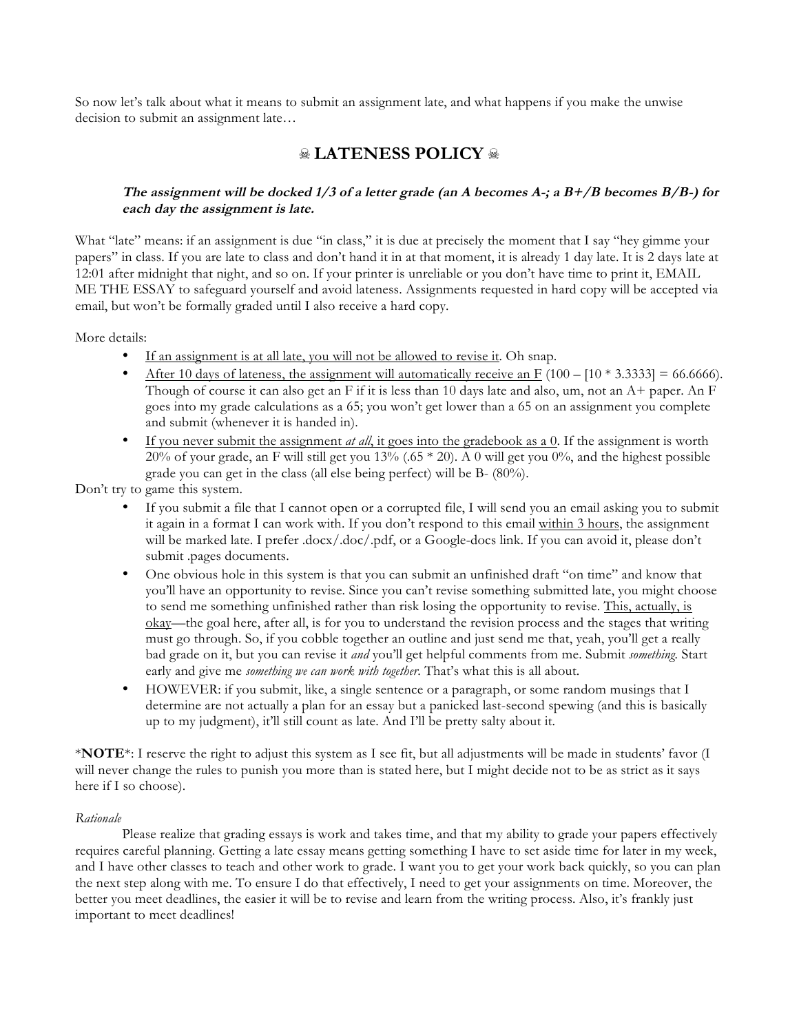So now let's talk about what it means to submit an assignment late, and what happens if you make the unwise decision to submit an assignment late…

## ☠ LATENESS POLICY ☠

> ***The assignment will be docked 1/3 of a letter grade (an A becomes A-; a B+/B becomes B/B-) for each day the assignment is late.***

What "late" means: if an assignment is due "in class," it is due at precisely the moment that I say "hey gimme your papers" in class. If you are late to class and don't hand it in at that moment, it is already 1 day late. It is 2 days late at 12:01 after midnight that night, and so on. If your printer is unreliable or you don't have time to print it, EMAIL ME THE ESSAY to safeguard yourself and avoid lateness. Assignments requested in hard copy will be accepted via email, but won't be formally graded until I also receive a hard copy.

More details:

- <u>If an assignment is at all late, you will not be allowed to revise it</u>. Oh snap.
- <u>After 10 days of lateness, the assignment will automatically receive an F</u> (100 – [10 * 3.3333] = 66.6666). Though of course it can also get an F if it is less than 10 days late and also, um, not an A+ paper. An F goes into my grade calculations as a 65; you won't get lower than a 65 on an assignment you complete and submit (whenever it is handed in).
- <u>If you never submit the assignment *at all*, it goes into the gradebook as a 0</u>. If the assignment is worth 20% of your grade, an F will still get you 13% (.65 * 20). A 0 will get you 0%, and the highest possible grade you can get in the class (all else being perfect) will be B- (80%).

Don't try to game this system.

- If you submit a file that I cannot open or a corrupted file, I will send you an email asking you to submit it again in a format I can work with. If you don't respond to this email <u>within 3 hours</u>, the assignment will be marked late. I prefer .docx/.doc/.pdf, or a Google-docs link. If you can avoid it, please don't submit .pages documents.
- One obvious hole in this system is that you can submit an unfinished draft "on time" and know that you'll have an opportunity to revise. Since you can't revise something submitted late, you might choose to send me something unfinished rather than risk losing the opportunity to revise. <u>This, actually, is okay</u>—the goal here, after all, is for you to understand the revision process and the stages that writing must go through. So, if you cobble together an outline and just send me that, yeah, you'll get a really bad grade on it, but you can revise it *and* you'll get helpful comments from me. Submit *something*. Start early and give me *something we can work with together*. That's what this is all about.
- HOWEVER: if you submit, like, a single sentence or a paragraph, or some random musings that I determine are not actually a plan for an essay but a panicked last-second spewing (and this is basically up to my judgment), it'll still count as late. And I'll be pretty salty about it.

\***NOTE**\*: I reserve the right to adjust this system as I see fit, but all adjustments will be made in students' favor (I will never change the rules to punish you more than is stated here, but I might decide not to be as strict as it says here if I so choose).

*Rationale*

Please realize that grading essays is work and takes time, and that my ability to grade your papers effectively requires careful planning. Getting a late essay means getting something I have to set aside time for later in my week, and I have other classes to teach and other work to grade. I want you to get your work back quickly, so you can plan the next step along with me. To ensure I do that effectively, I need to get your assignments on time. Moreover, the better you meet deadlines, the easier it will be to revise and learn from the writing process. Also, it's frankly just important to meet deadlines!